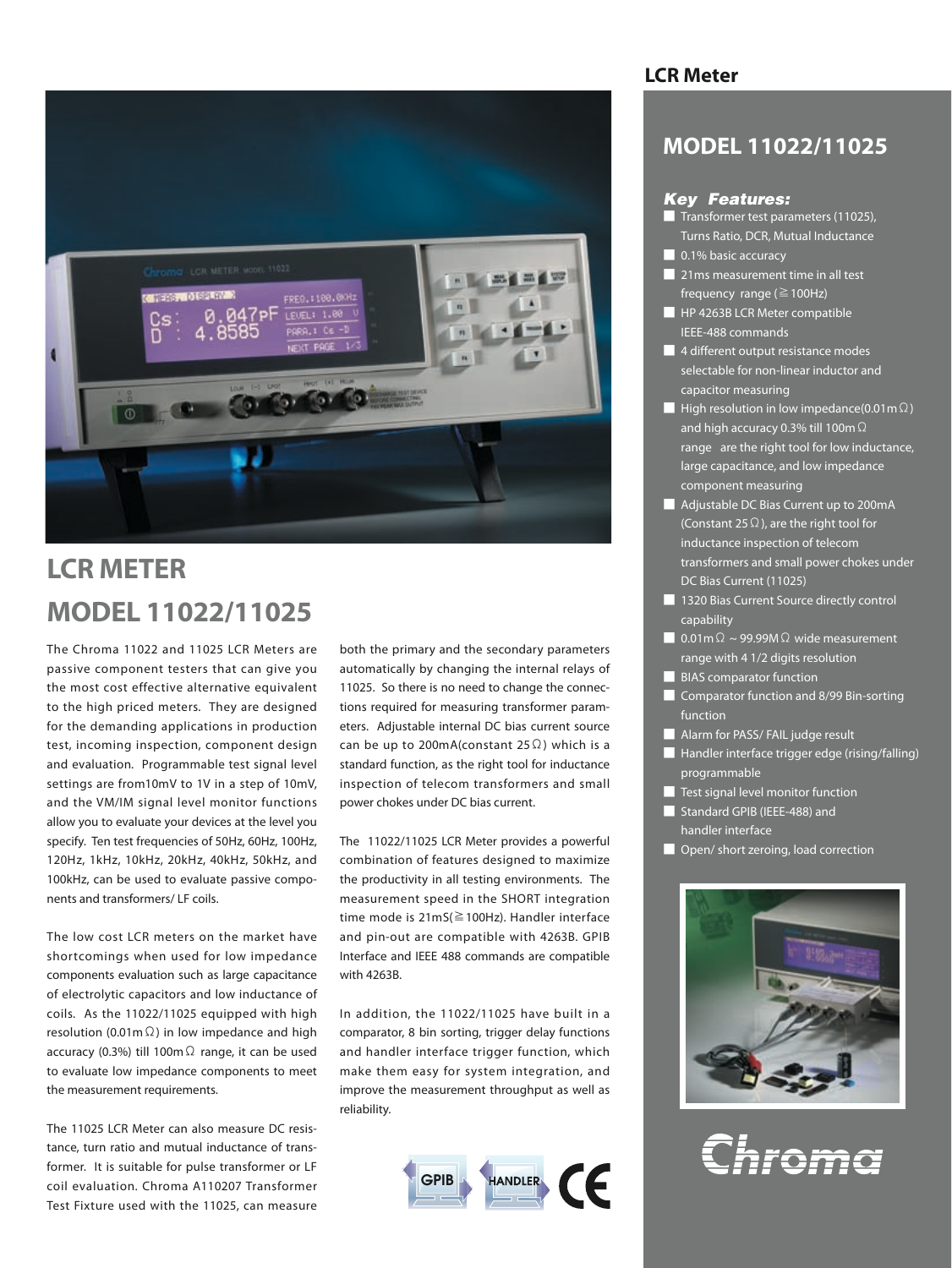# LCR METER MODEL 11022/11025

The Chroma 11022 and 11025 LCR Meters are passive component testers that can give you the most cost effective alternative equivalent to the high priced meters. They are designed for the demanding applications in production test, incoming inspection, component design and evaluation. Programmable test signal level settings are from10mV to 1V in a step of 10mV, and the VM/IM signal level monitor functions allow you to evaluate your devices at the level you specify. Ten test frequencies of 50Hz, 60Hz, 100Hz, 120Hz, 1kHz, 10kHz, 20kHz, 40kHz, 50kHz, and 100kHz, can be used to evaluate passive components and transformers/ LF coils.

The low cost LCR meters on the market have shortcomings when used for low impedance components evaluation such as large capacitance of electrolytic capacitors and low inductance of coils. As the 11022/11025 equipped with high resolution (0.01mΩ) in low impedance and high accuracy (0.3%) till 100mΩ range, it can be used to evaluate low impedance components to meet the measurement requirements.

The 11025 LCR Meter can also measure DC resistance, turn ratio and mutual inductance of transformer. It is suitable for pulse transformer or LF coil evaluation. Chroma A110207 Transformer Test Fixture used with the 11025, can measure both the primary and the secondary parameters automatically by changing the internal relays of 11025. So there is no need to change the connections required for measuring transformer parameters. Adjustable internal DC bias current source can be up to 200mA(constant 25Ω) which is a standard function, as the right tool for inductance inspection of telecom transformers and small power chokes under DC bias current.

The 11022/11025 LCR Meter provides a powerful combination of features designed to maximize the productivity in all testing environments. The measurement speed in the SHORT integration time mode is 21mS(≧100Hz). Handler interface and pin-out are compatible with 4263B. GPIB Interface and IEEE 488 commands are compatible with 4263B.

In addition, the 11022/11025 have built in a comparator, 8 bin sorting, trigger delay functions and handler interface trigger function, which make them easy for system integration, and improve the measurement throughput as well as reliability.

GPIB HANDLER CE

## LCR Meter

## MODEL 11022/11025

### *Key Features:*

- Transformer test parameters (11025), Turns Ratio, DCR, Mutual Inductance
- 0.1% basic accuracy
- 21ms measurement time in all test frequency range (≧100Hz)
- HP 4263B LCR Meter compatible IEEE-488 commands
- 4 different output resistance modes selectable for non-linear inductor and capacitor measuring
- High resolution in low impedance(0.01mΩ) and high accuracy 0.3% till 100mΩ range are the right tool for low inductance, large capacitance, and low impedance component measuring
- Adjustable DC Bias Current up to 200mA (Constant 25Ω), are the right tool for inductance inspection of telecom transformers and small power chokes under DC Bias Current (11025)
- 1320 Bias Current Source directly control capability
- 0.01mΩ ~ 99.99MΩ wide measurement range with 4 1/2 digits resolution
- BIAS comparator function
- Comparator function and 8/99 Bin-sorting function
- Alarm for PASS/ FAIL judge result
- Handler interface trigger edge (rising/falling) programmable
- Test signal level monitor function
- Standard GPIB (IEEE-488) and handler interface
- Open/ short zeroing, load correction

Chroma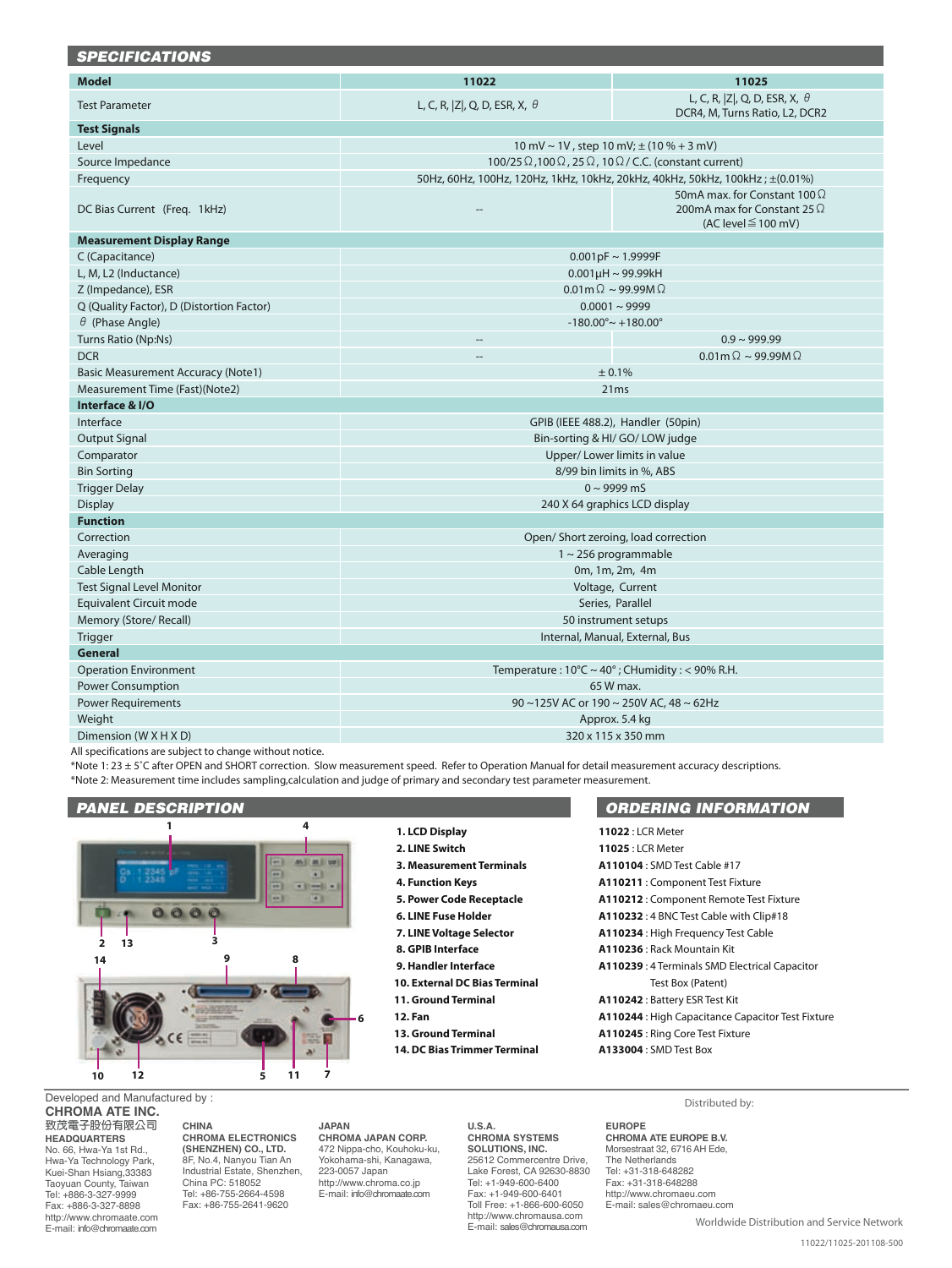## SPECIFICATIONS

| Model | 11022 | 11025 |
|---|---|---|
| Test Parameter | L, C, R, \|Z\|, Q, D, ESR, X, θ | L, C, R, \|Z\|, Q, D, ESR, X, θ DCR4, M, Turns Ratio, L2, DCR2 |
| **Test Signals** | | |
| Level | 10 mV ~ 1V , step 10 mV; ± (10 % + 3 mV) | |
| Source Impedance | 100/25 Ω ,100 Ω , 25 Ω , 10 Ω / C.C. (constant current) | |
| Frequency | 50Hz, 60Hz, 100Hz, 120Hz, 1kHz, 10kHz, 20kHz, 40kHz, 50kHz, 100kHz ; ±(0.01%) | |
| DC Bias Current (Freq. 1kHz) | -- | 50mA max. for Constant 100 Ω 200mA max for Constant 25 Ω (AC level ≦ 100 mV) |
| **Measurement Display Range** | | |
| C (Capacitance) | 0.001pF ~ 1.9999F | |
| L, M, L2 (Inductance) | 0.001μH ~ 99.99kH | |
| Z (Impedance), ESR | 0.01m Ω ~ 99.99M Ω | |
| Q (Quality Factor), D (Distortion Factor) | 0.0001 ~ 9999 | |
| θ (Phase Angle) | -180.00°~ +180.00° | |
| Turns Ratio (Np:Ns) | -- | 0.9 ~ 999.99 |
| DCR | -- | 0.01m Ω ~ 99.99M Ω |
| Basic Measurement Accuracy (Note1) | ± 0.1% | |
| Measurement Time (Fast)(Note2) | 21ms | |
| **Interface & I/O** | | |
| Interface | GPIB (IEEE 488.2), Handler (50pin) | |
| Output Signal | Bin-sorting & HI/ GO/ LOW judge | |
| Comparator | Upper/ Lower limits in value | |
| Bin Sorting | 8/99 bin limits in %, ABS | |
| Trigger Delay | 0 ~ 9999 mS | |
| Display | 240 X 64 graphics LCD display | |
| **Function** | | |
| Correction | Open/ Short zeroing, load correction | |
| Averaging | 1 ~ 256 programmable | |
| Cable Length | 0m, 1m, 2m, 4m | |
| Test Signal Level Monitor | Voltage, Current | |
| Equivalent Circuit mode | Series, Parallel | |
| Memory (Store/ Recall) | 50 instrument setups | |
| Trigger | Internal, Manual, External, Bus | |
| **General** | | |
| Operation Environment | Temperature : 10°C ~ 40° ; CHumidity : < 90% R.H. | |
| Power Consumption | 65 W max. | |
| Power Requirements | 90 ~125V AC or 190 ~ 250V AC, 48 ~ 62Hz | |
| Weight | Approx. 5.4 kg | |
| Dimension (W X H X D) | 320 x 115 x 350 mm | |

All specifications are subject to change without notice.
*Note 1: 23 ± 5˚C after OPEN and SHORT correction. Slow measurement speed. Refer to Operation Manual for detail measurement accuracy descriptions.
*Note 2: Measurement time includes sampling,calculation and judge of primary and secondary test parameter measurement.

## PANEL DESCRIPTION

1. **LCD Display**
2. **LINE Switch**
3. **Measurement Terminals**
4. **Function Keys**
5. **Power Code Receptacle**
6. **LINE Fuse Holder**
7. **LINE Voltage Selector**
8. **GPIB Interface**
9. **Handler Interface**
10. **External DC Bias Terminal**
11. **Ground Terminal**
12. **Fan**
13. **Ground Terminal**
14. **DC Bias Trimmer Terminal**

## ORDERING INFORMATION

**11022** : LCR Meter
**11025** : LCR Meter
**A110104** : SMD Test Cable #17
**A110211** : Component Test Fixture
**A110212** : Component Remote Test Fixture
**A110232** : 4 BNC Test Cable with Clip#18
**A110234** : High Frequency Test Cable
**A110236** : Rack Mountain Kit
**A110239** : 4 Terminals SMD Electrical Capacitor Test Box (Patent)
**A110242** : Battery ESR Test Kit
**A110244** : High Capacitance Capacitor Test Fixture
**A110245** : Ring Core Test Fixture
**A133004** : SMD Test Box

Developed and Manufactured by :
**CHROMA ATE INC.**
致茂電子股份有限公司
**HEADQUARTERS**
No. 66, Hwa-Ya 1st Rd., Hwa-Ya Technology Park, Kuei-Shan Hsiang,33383 Taoyuan County, Taiwan
Tel: +886-3-327-9999
Fax: +886-3-327-8898
http://www.chromaate.com
E-mail: info@chromaate.com

**CHINA**
**CHROMA ELECTRONICS (SHENZHEN) CO., LTD.**
8F, No.4, Nanyou Tian An Industrial Estate, Shenzhen, China PC: 518052
Tel: +86-755-2664-4598
Fax: +86-755-2641-9620

**JAPAN**
**CHROMA JAPAN CORP.**
472 Nippa-cho, Kouhoku-ku, Yokohama-shi, Kanagawa, 223-0057 Japan
http://www.chroma.co.jp
E-mail: info@chromaate.com

**U.S.A.**
**CHROMA SYSTEMS SOLUTIONS, INC.**
25612 Commercentre Drive, Lake Forest, CA 92630-8830
Tel: +1-949-600-6400
Fax: +1-949-600-6401
Toll Free: +1-866-600-6050
http://www.chromausa.com
E-mail: sales@chromausa.com

**EUROPE**
**CHROMA ATE EUROPE B.V.**
Morsestraat 32, 6716 AH Ede, The Netherlands
Tel: +31-318-648282
Fax: +31-318-648288
http://www.chromaeu.com
E-mail: sales@chromaeu.com

Distributed by:

Worldwide Distribution and Service Network

11022/11025-201108-500